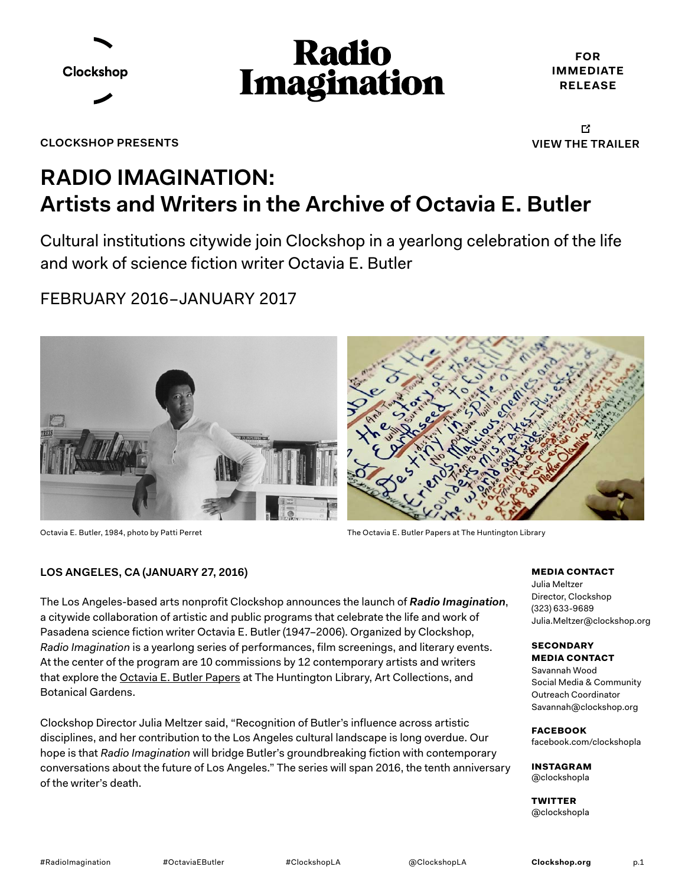Clockshop

# Radio Imagination

FOR IMMEDIATE RELEASE

CLOCKSHOP PRESENTS

VIEW THE TRAILER

## RADIO IMAGINATION: Artists and Writers in the Archive of Octavia E. Butler

Cultural institutions citywide join Clockshop in a yearlong celebration of the life and work of science fiction writer Octavia E. Butler

FEBRUARY 2016–JANUARY 2017

Octavia E. Butler, 1984, photo by Patti Perret

The Octavia E. Butler Papers at The Huntington Library

**LOS ANGELES, CA (JANUARY 27, 2016)**

The Los Angeles-based arts nonprofit Clockshop announces the launch of ***Radio Imagination***, a citywide collaboration of artistic and public programs that celebrate the life and work of Pasadena science fiction writer Octavia E. Butler (1947–2006). Organized by Clockshop, *Radio Imagination* is a yearlong series of performances, film screenings, and literary events. At the center of the program are 10 commissions by 12 contemporary artists and writers that explore the Octavia E. Butler Papers at The Huntington Library, Art Collections, and Botanical Gardens.

Clockshop Director Julia Meltzer said, "Recognition of Butler's influence across artistic disciplines, and her contribution to the Los Angeles cultural landscape is long overdue. Our hope is that *Radio Imagination* will bridge Butler's groundbreaking fiction with contemporary conversations about the future of Los Angeles." The series will span 2016, the tenth anniversary of the writer's death.

**MEDIA CONTACT**
Julia Meltzer
Director, Clockshop
(323) 633-9689
Julia.Meltzer@clockshop.org

**SECONDARY MEDIA CONTACT**
Savannah Wood
Social Media & Community Outreach Coordinator
Savannah@clockshop.org

**FACEBOOK**
facebook.com/clockshopla

**INSTAGRAM**
@clockshopla

**TWITTER**
@clockshopla

#RadioImagination #OctaviaEButler #ClockshopLA @ClockshopLA **Clockshop.org**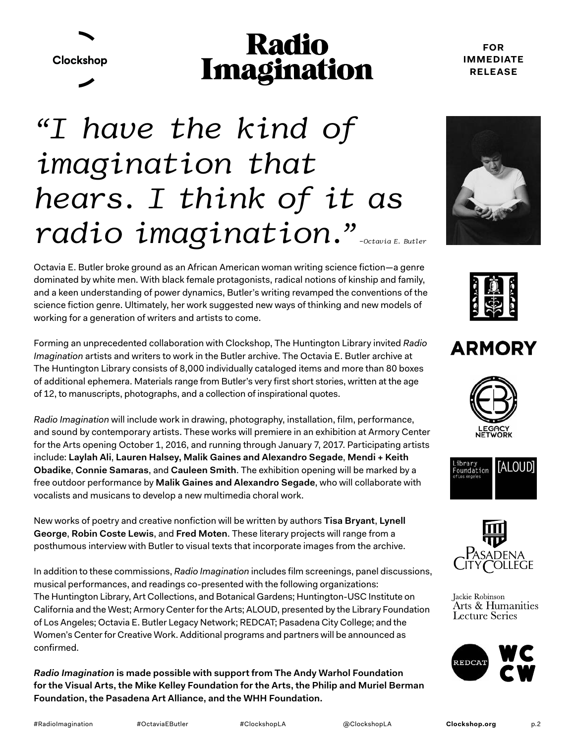# Radio Imagination

**FOR IMMEDIATE RELEASE**

*"I have the kind of imagination that hears. I think of it as radio imagination."* –*Octavia E. Butler*

Octavia E. Butler broke ground as an African American woman writing science fiction—a genre dominated by white men. With black female protagonists, radical notions of kinship and family, and a keen understanding of power dynamics, Butler's writing revamped the conventions of the science fiction genre. Ultimately, her work suggested new ways of thinking and new models of working for a generation of writers and artists to come.

Forming an unprecedented collaboration with Clockshop, The Huntington Library invited *Radio Imagination* artists and writers to work in the Butler archive. The Octavia E. Butler archive at The Huntington Library consists of 8,000 individually cataloged items and more than 80 boxes of additional ephemera. Materials range from Butler's very first short stories, written at the age of 12, to manuscripts, photographs, and a collection of inspirational quotes.

*Radio Imagination* will include work in drawing, photography, installation, film, performance, and sound by contemporary artists. These works will premiere in an exhibition at Armory Center for the Arts opening October 1, 2016, and running through January 7, 2017. Participating artists include: **Laylah Ali**, **Lauren Halsey, Malik Gaines and Alexandro Segade**, **Mendi + Keith Obadike**, **Connie Samaras**, and **Cauleen Smith**. The exhibition opening will be marked by a free outdoor performance by **Malik Gaines and Alexandro Segade**, who will collaborate with vocalists and musicans to develop a new multimedia choral work.

New works of poetry and creative nonfiction will be written by authors **Tisa Bryant**, **Lynell George**, **Robin Coste Lewis**, and **Fred Moten**. These literary projects will range from a posthumous interview with Butler to visual texts that incorporate images from the archive.

In addition to these commissions, *Radio Imagination* includes film screenings, panel discussions, musical performances, and readings co-presented with the following organizations: The Huntington Library, Art Collections, and Botanical Gardens; Huntington-USC Institute on California and the West; Armory Center for the Arts; ALOUD, presented by the Library Foundation of Los Angeles; Octavia E. Butler Legacy Network; REDCAT; Pasadena City College; and the Women's Center for Creative Work. Additional programs and partners will be announced as confirmed.

***Radio Imagination*** **is made possible with support from The Andy Warhol Foundation for the Visual Arts, the Mike Kelley Foundation for the Arts, the Philip and Muriel Berman Foundation, the Pasadena Art Alliance, and the WHH Foundation.**

#RadioImagination #OctaviaEButler #ClockshopLA @ClockshopLA **Clockshop.org**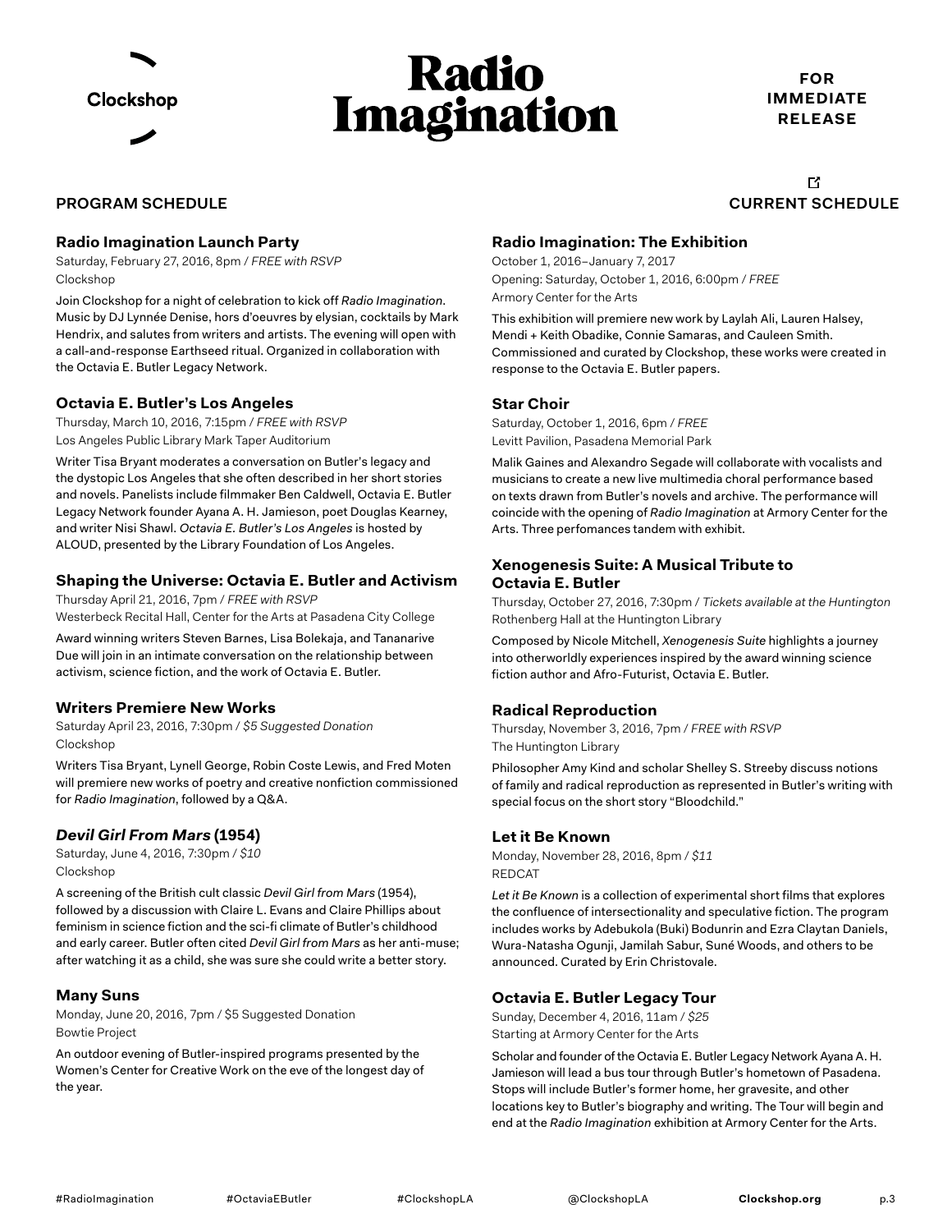Clockshop

# Radio Imagination

**FOR IMMEDIATE RELEASE**

## PROGRAM SCHEDULE

**CURRENT SCHEDULE**

### Radio Imagination Launch Party

Saturday, February 27, 2016, 8pm / *FREE with RSVP*
Clockshop

Join Clockshop for a night of celebration to kick off *Radio Imagination*. Music by DJ Lynnée Denise, hors d'oeuvres by elysian, cocktails by Mark Hendrix, and salutes from writers and artists. The evening will open with a call-and-response Earthseed ritual. Organized in collaboration with the Octavia E. Butler Legacy Network.

### Octavia E. Butler's Los Angeles

Thursday, March 10, 2016, 7:15pm / *FREE with RSVP*
Los Angeles Public Library Mark Taper Auditorium

Writer Tisa Bryant moderates a conversation on Butler's legacy and the dystopic Los Angeles that she often described in her short stories and novels. Panelists include filmmaker Ben Caldwell, Octavia E. Butler Legacy Network founder Ayana A. H. Jamieson, poet Douglas Kearney, and writer Nisi Shawl. *Octavia E. Butler's Los Angeles* is hosted by ALOUD, presented by the Library Foundation of Los Angeles.

### Shaping the Universe: Octavia E. Butler and Activism

Thursday April 21, 2016, 7pm / *FREE with RSVP*
Westerbeck Recital Hall, Center for the Arts at Pasadena City College

Award winning writers Steven Barnes, Lisa Bolekaja, and Tananarive Due will join in an intimate conversation on the relationship between activism, science fiction, and the work of Octavia E. Butler.

### Writers Premiere New Works

Saturday April 23, 2016, 7:30pm / *$5 Suggested Donation*
Clockshop

Writers Tisa Bryant, Lynell George, Robin Coste Lewis, and Fred Moten will premiere new works of poetry and creative nonfiction commissioned for *Radio Imagination*, followed by a Q&A.

### *Devil Girl From Mars* (1954)

Saturday, June 4, 2016, 7:30pm / *$10*
Clockshop

A screening of the British cult classic *Devil Girl from Mars* (1954), followed by a discussion with Claire L. Evans and Claire Phillips about feminism in science fiction and the sci-fi climate of Butler's childhood and early career. Butler often cited *Devil Girl from Mars* as her anti-muse; after watching it as a child, she was sure she could write a better story.

### Many Suns

Monday, June 20, 2016, 7pm / $5 Suggested Donation
Bowtie Project

An outdoor evening of Butler-inspired programs presented by the Women's Center for Creative Work on the eve of the longest day of the year.

### Radio Imagination: The Exhibition

October 1, 2016–January 7, 2017
Opening: Saturday, October 1, 2016, 6:00pm / *FREE*
Armory Center for the Arts

This exhibition will premiere new work by Laylah Ali, Lauren Halsey, Mendi + Keith Obadike, Connie Samaras, and Cauleen Smith. Commissioned and curated by Clockshop, these works were created in response to the Octavia E. Butler papers.

### Star Choir

Saturday, October 1, 2016, 6pm / *FREE*
Levitt Pavilion, Pasadena Memorial Park

Malik Gaines and Alexandro Segade will collaborate with vocalists and musicians to create a new live multimedia choral performance based on texts drawn from Butler's novels and archive. The performance will coincide with the opening of *Radio Imagination* at Armory Center for the Arts. Three perfomances tandem with exhibit.

### Xenogenesis Suite: A Musical Tribute to Octavia E. Butler

Thursday, October 27, 2016, 7:30pm / *Tickets available at the Huntington*
Rothenberg Hall at the Huntington Library

Composed by Nicole Mitchell, *Xenogenesis Suite* highlights a journey into otherworldly experiences inspired by the award winning science fiction author and Afro-Futurist, Octavia E. Butler.

### Radical Reproduction

Thursday, November 3, 2016, 7pm / *FREE with RSVP*
The Huntington Library

Philosopher Amy Kind and scholar Shelley S. Streeby discuss notions of family and radical reproduction as represented in Butler's writing with special focus on the short story "Bloodchild."

### Let it Be Known

Monday, November 28, 2016, 8pm / *$11*
REDCAT

*Let it Be Known* is a collection of experimental short films that explores the confluence of intersectionality and speculative fiction. The program includes works by Adebukola (Buki) Bodunrin and Ezra Claytan Daniels, Wura-Natasha Ogunji, Jamilah Sabur, Suné Woods, and others to be announced. Curated by Erin Christovale.

### Octavia E. Butler Legacy Tour

Sunday, December 4, 2016, 11am / *$25*
Starting at Armory Center for the Arts

Scholar and founder of the Octavia E. Butler Legacy Network Ayana A. H. Jamieson will lead a bus tour through Butler's hometown of Pasadena. Stops will include Butler's former home, her gravesite, and other locations key to Butler's biography and writing. The Tour will begin and end at the *Radio Imagination* exhibition at Armory Center for the Arts.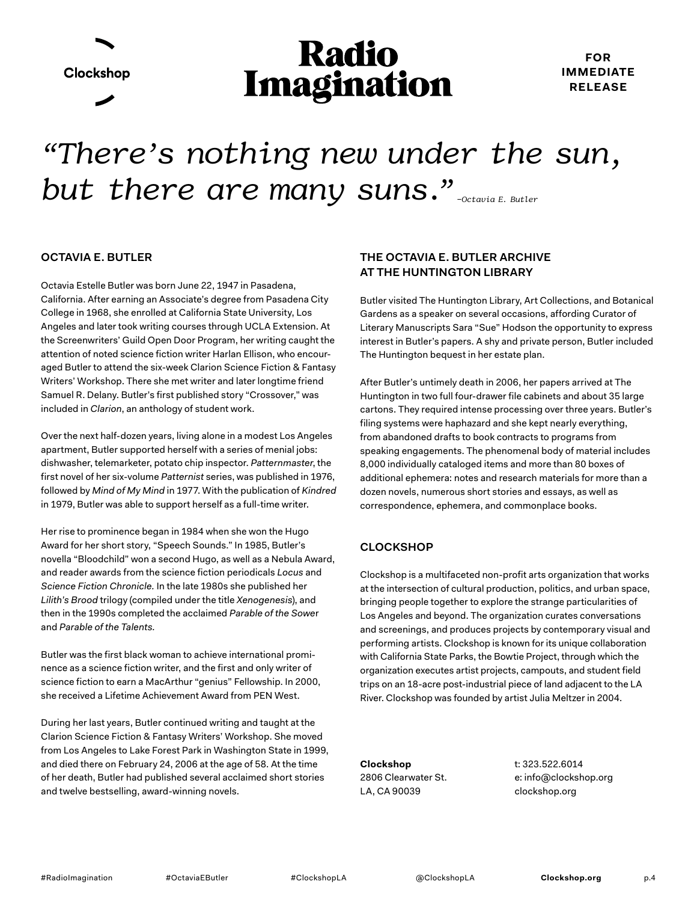Clockshop

# Radio Imagination

**FOR IMMEDIATE RELEASE**

*"There's nothing new under the sun, but there are many suns."* –*Octavia E. Butler*

## OCTAVIA E. BUTLER

Octavia Estelle Butler was born June 22, 1947 in Pasadena, California. After earning an Associate's degree from Pasadena City College in 1968, she enrolled at California State University, Los Angeles and later took writing courses through UCLA Extension. At the Screenwriters' Guild Open Door Program, her writing caught the attention of noted science fiction writer Harlan Ellison, who encouraged Butler to attend the six-week Clarion Science Fiction & Fantasy Writers' Workshop. There she met writer and later longtime friend Samuel R. Delany. Butler's first published story "Crossover," was included in *Clarion*, an anthology of student work.

Over the next half-dozen years, living alone in a modest Los Angeles apartment, Butler supported herself with a series of menial jobs: dishwasher, telemarketer, potato chip inspector. *Patternmaster*, the first novel of her six-volume *Patternist* series, was published in 1976, followed by *Mind of My Mind* in 1977. With the publication of *Kindred* in 1979, Butler was able to support herself as a full-time writer.

Her rise to prominence began in 1984 when she won the Hugo Award for her short story, "Speech Sounds." In 1985, Butler's novella "Bloodchild" won a second Hugo, as well as a Nebula Award, and reader awards from the science fiction periodicals *Locus* and *Science Fiction Chronicle.* In the late 1980s she published her *Lilith's Brood* trilogy (compiled under the title *Xenogenesis*), and then in the 1990s completed the acclaimed *Parable of the Sower* and *Parable of the Talents.*

Butler was the first black woman to achieve international prominence as a science fiction writer, and the first and only writer of science fiction to earn a MacArthur "genius" Fellowship. In 2000, she received a Lifetime Achievement Award from PEN West.

During her last years, Butler continued writing and taught at the Clarion Science Fiction & Fantasy Writers' Workshop. She moved from Los Angeles to Lake Forest Park in Washington State in 1999, and died there on February 24, 2006 at the age of 58. At the time of her death, Butler had published several acclaimed short stories and twelve bestselling, award-winning novels.

## THE OCTAVIA E. BUTLER ARCHIVE AT THE HUNTINGTON LIBRARY

Butler visited The Huntington Library, Art Collections, and Botanical Gardens as a speaker on several occasions, affording Curator of Literary Manuscripts Sara "Sue" Hodson the opportunity to express interest in Butler's papers. A shy and private person, Butler included The Huntington bequest in her estate plan.

After Butler's untimely death in 2006, her papers arrived at The Huntington in two full four-drawer file cabinets and about 35 large cartons. They required intense processing over three years. Butler's filing systems were haphazard and she kept nearly everything, from abandoned drafts to book contracts to programs from speaking engagements. The phenomenal body of material includes 8,000 individually cataloged items and more than 80 boxes of additional ephemera: notes and research materials for more than a dozen novels, numerous short stories and essays, as well as correspondence, ephemera, and commonplace books.

## CLOCKSHOP

Clockshop is a multifaceted non-profit arts organization that works at the intersection of cultural production, politics, and urban space, bringing people together to explore the strange particularities of Los Angeles and beyond. The organization curates conversations and screenings, and produces projects by contemporary visual and performing artists. Clockshop is known for its unique collaboration with California State Parks, the Bowtie Project, through which the organization executes artist projects, campouts, and student field trips on an 18-acre post-industrial piece of land adjacent to the LA River. Clockshop was founded by artist Julia Meltzer in 2004.

**Clockshop**
2806 Clearwater St.
LA, CA 90039

t: 323.522.6014
e: info@clockshop.org
clockshop.org

#RadioImagination #OctaviaEButler #ClockshopLA @ClockshopLA **Clockshop.org**